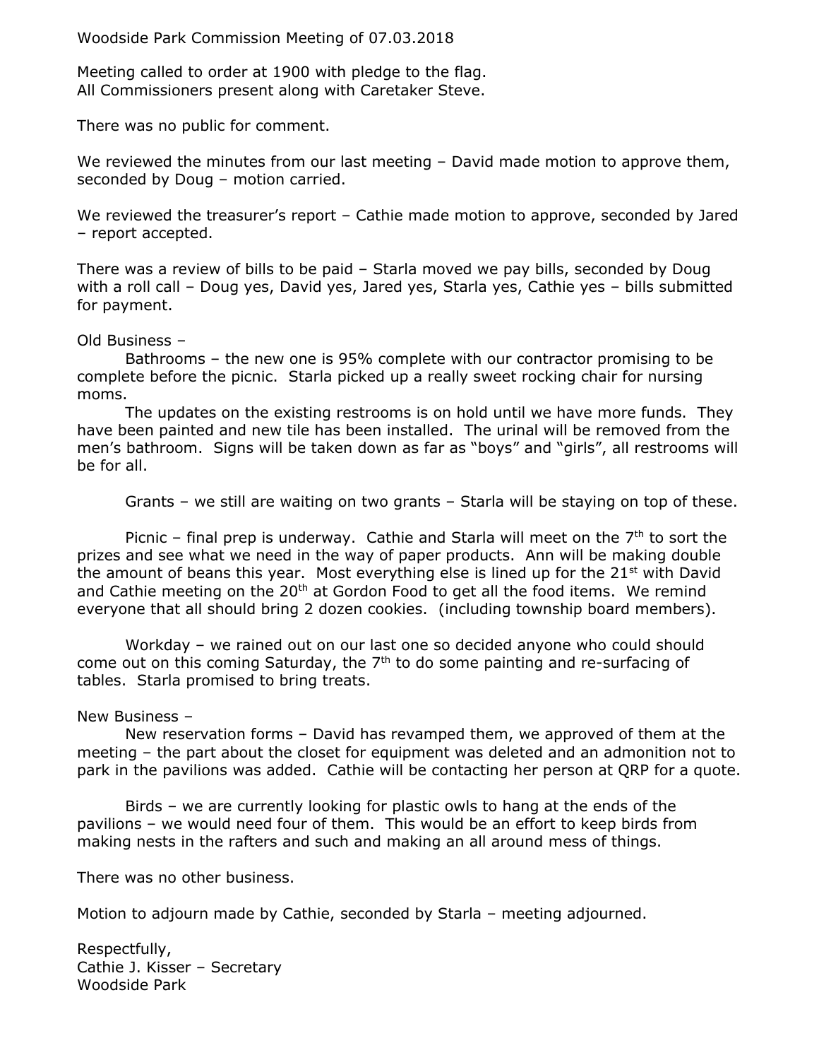Woodside Park Commission Meeting of 07.03.2018

Meeting called to order at 1900 with pledge to the flag.
All Commissioners present along with Caretaker Steve.

There was no public for comment.

We reviewed the minutes from our last meeting – David made motion to approve them, seconded by Doug – motion carried.

We reviewed the treasurer's report – Cathie made motion to approve, seconded by Jared – report accepted.

There was a review of bills to be paid – Starla moved we pay bills, seconded by Doug with a roll call – Doug yes, David yes, Jared yes, Starla yes, Cathie yes – bills submitted for payment.

Old Business –

Bathrooms – the new one is 95% complete with our contractor promising to be complete before the picnic. Starla picked up a really sweet rocking chair for nursing moms.

The updates on the existing restrooms is on hold until we have more funds. They have been painted and new tile has been installed. The urinal will be removed from the men's bathroom. Signs will be taken down as far as "boys" and "girls", all restrooms will be for all.

Grants – we still are waiting on two grants – Starla will be staying on top of these.

Picnic – final prep is underway. Cathie and Starla will meet on the 7th to sort the prizes and see what we need in the way of paper products. Ann will be making double the amount of beans this year. Most everything else is lined up for the 21st with David and Cathie meeting on the 20th at Gordon Food to get all the food items. We remind everyone that all should bring 2 dozen cookies. (including township board members).

Workday – we rained out on our last one so decided anyone who could should come out on this coming Saturday, the 7th to do some painting and re-surfacing of tables. Starla promised to bring treats.

New Business –

New reservation forms – David has revamped them, we approved of them at the meeting – the part about the closet for equipment was deleted and an admonition not to park in the pavilions was added. Cathie will be contacting her person at QRP for a quote.

Birds – we are currently looking for plastic owls to hang at the ends of the pavilions – we would need four of them. This would be an effort to keep birds from making nests in the rafters and such and making an all around mess of things.

There was no other business.

Motion to adjourn made by Cathie, seconded by Starla – meeting adjourned.

Respectfully,
Cathie J. Kisser – Secretary
Woodside Park